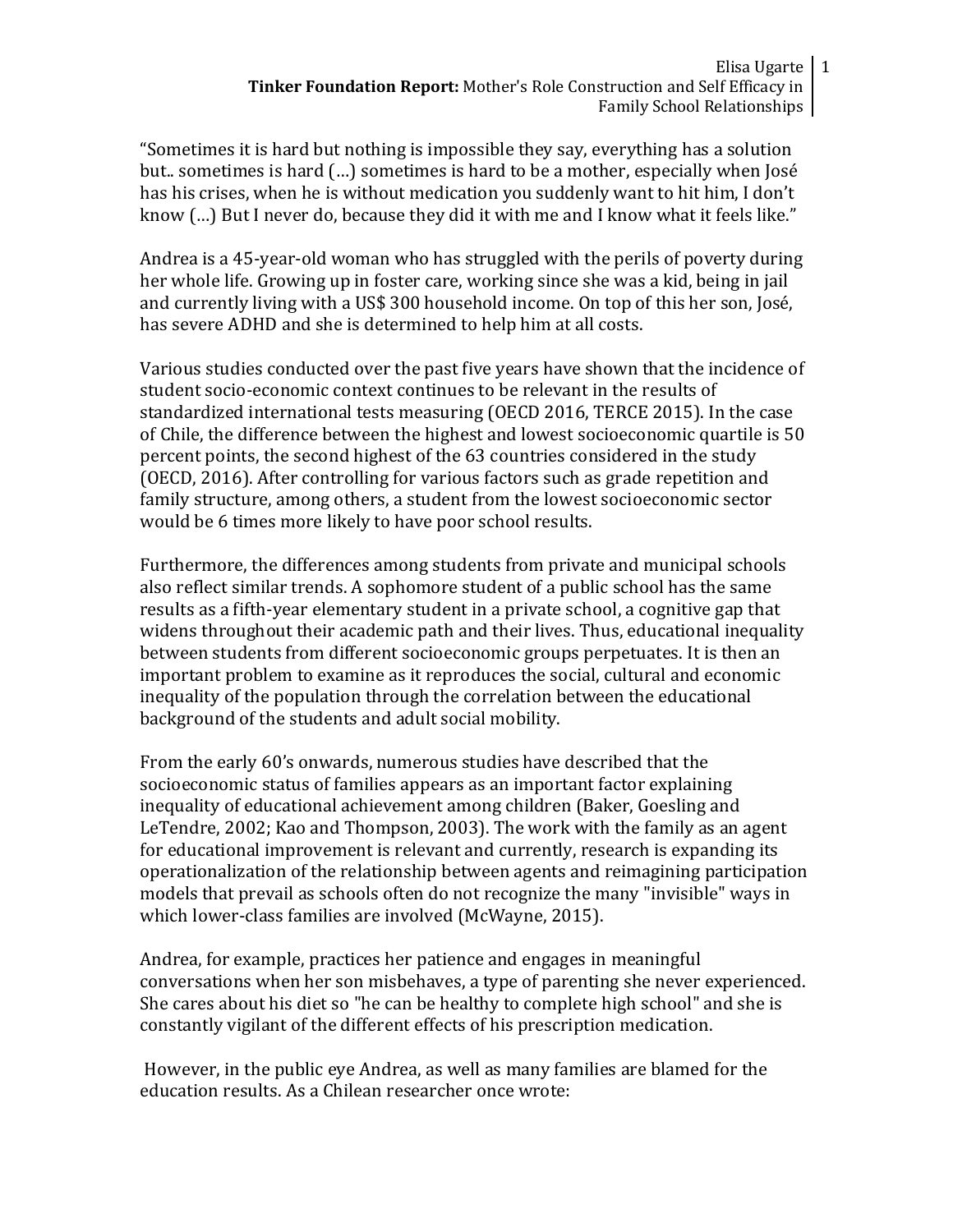"Sometimes it is hard but nothing is impossible they say, everything has a solution but.. sometimes is hard (…) sometimes is hard to be a mother, especially when José has his crises, when he is without medication you suddenly want to hit him, I don't know (…) But I never do, because they did it with me and I know what it feels like."

Andrea is a 45-year-old woman who has struggled with the perils of poverty during her whole life. Growing up in foster care, working since she was a kid, being in jail and currently living with a US$ 300 household income. On top of this her son, José, has severe ADHD and she is determined to help him at all costs.

Various studies conducted over the past five years have shown that the incidence of student socio-economic context continues to be relevant in the results of standardized international tests measuring (OECD 2016, TERCE 2015). In the case of Chile, the difference between the highest and lowest socioeconomic quartile is 50 percent points, the second highest of the 63 countries considered in the study (OECD, 2016). After controlling for various factors such as grade repetition and family structure, among others, a student from the lowest socioeconomic sector would be 6 times more likely to have poor school results.

Furthermore, the differences among students from private and municipal schools also reflect similar trends. A sophomore student of a public school has the same results as a fifth-year elementary student in a private school, a cognitive gap that widens throughout their academic path and their lives. Thus, educational inequality between students from different socioeconomic groups perpetuates. It is then an important problem to examine as it reproduces the social, cultural and economic inequality of the population through the correlation between the educational background of the students and adult social mobility.

From the early 60's onwards, numerous studies have described that the socioeconomic status of families appears as an important factor explaining inequality of educational achievement among children (Baker, Goesling and LeTendre, 2002; Kao and Thompson, 2003). The work with the family as an agent for educational improvement is relevant and currently, research is expanding its operationalization of the relationship between agents and reimagining participation models that prevail as schools often do not recognize the many "invisible" ways in which lower-class families are involved (McWayne, 2015).

Andrea, for example, practices her patience and engages in meaningful conversations when her son misbehaves, a type of parenting she never experienced. She cares about his diet so "he can be healthy to complete high school" and she is constantly vigilant of the different effects of his prescription medication.

However, in the public eye Andrea, as well as many families are blamed for the education results. As a Chilean researcher once wrote: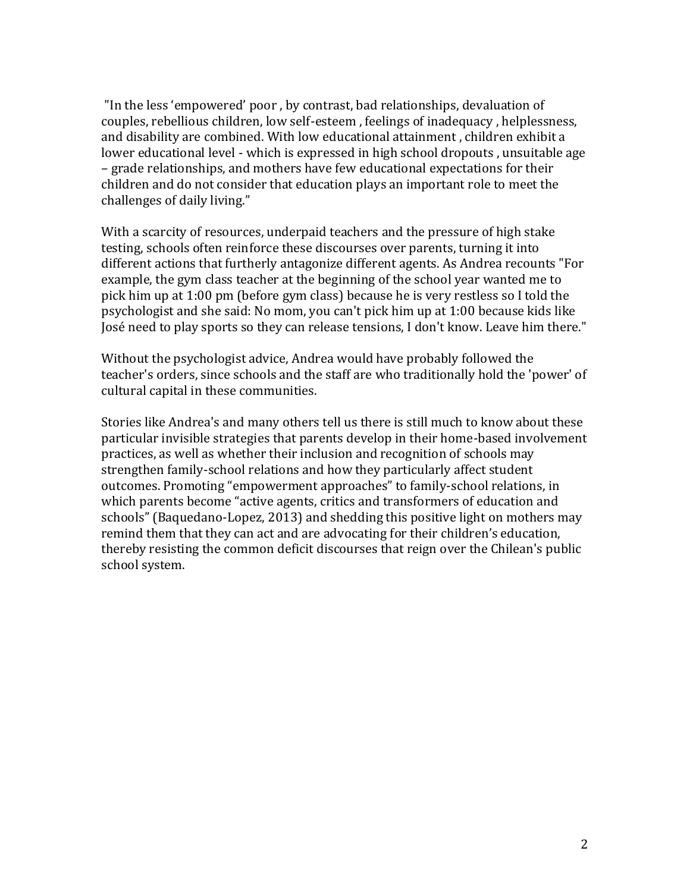"In the less 'empowered' poor , by contrast, bad relationships, devaluation of couples, rebellious children, low self-esteem , feelings of inadequacy , helplessness, and disability are combined. With low educational attainment , children exhibit a lower educational level - which is expressed in high school dropouts , unsuitable age – grade relationships, and mothers have few educational expectations for their children and do not consider that education plays an important role to meet the challenges of daily living."

With a scarcity of resources, underpaid teachers and the pressure of high stake testing, schools often reinforce these discourses over parents, turning it into different actions that furtherly antagonize different agents. As Andrea recounts "For example, the gym class teacher at the beginning of the school year wanted me to pick him up at 1:00 pm (before gym class) because he is very restless so I told the psychologist and she said: No mom, you can't pick him up at 1:00 because kids like José need to play sports so they can release tensions, I don't know. Leave him there."

Without the psychologist advice, Andrea would have probably followed the teacher's orders, since schools and the staff are who traditionally hold the 'power' of cultural capital in these communities.

Stories like Andrea's and many others tell us there is still much to know about these particular invisible strategies that parents develop in their home-based involvement practices, as well as whether their inclusion and recognition of schools may strengthen family-school relations and how they particularly affect student outcomes. Promoting "empowerment approaches" to family-school relations, in which parents become "active agents, critics and transformers of education and schools" (Baquedano-Lopez, 2013) and shedding this positive light on mothers may remind them that they can act and are advocating for their children's education, thereby resisting the common deficit discourses that reign over the Chilean's public school system.